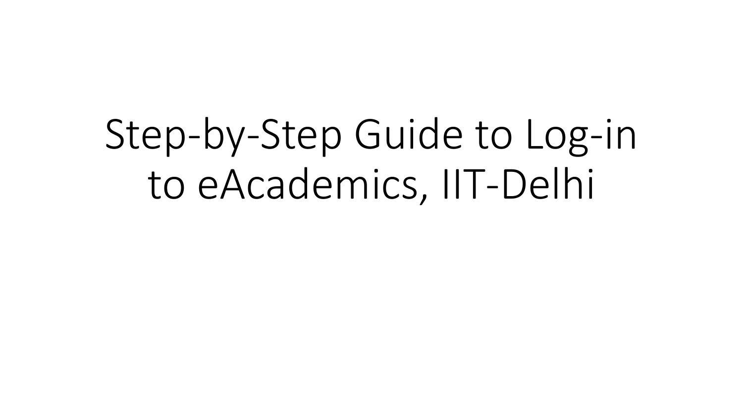# Step-by-Step Guide to Log-in to eAcademics, IIT-Delhi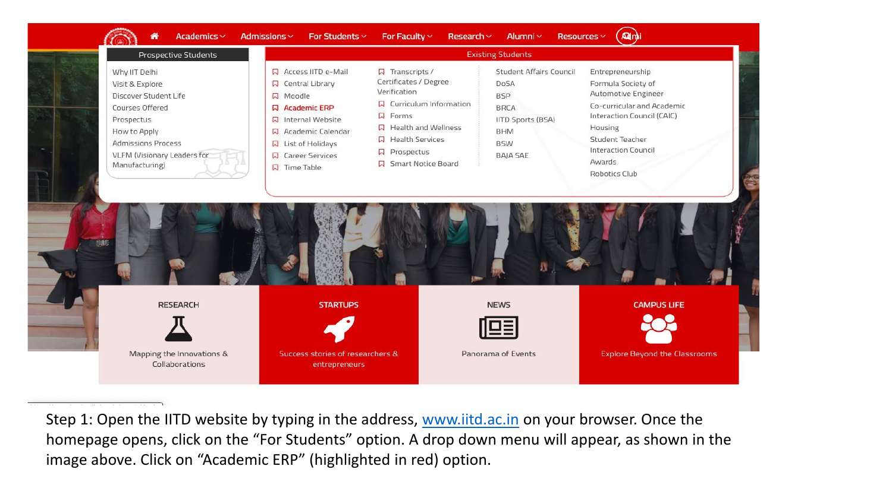Academics Admissions For Students For Faculty Research Alumni Resources

**Prospective Students**

- Why IIT Delhi
- Visit & Explore
- Discover Student Life
- Courses Offered
- Prospectus
- How to Apply
- Admissions Process
- VLFM (Visionary Leaders for Manufacturing)

**Existing Students**

- Access IITD e-Mail
- Central Library
- Moodle
- Academic ERP
- Internal Website
- Academic Calendar
- List of Holidays
- Career Services
- Time Table
- Transcripts / Certificates / Degree Verification
- Curriculum Information
- Forms
- Health and Wellness
- Health Services
- Prospectus
- Smart Notice Board
- Student Affairs Council
- DoSA
- BSP
- BRCA
- IITD Sports (BSA)
- BHM
- BSW
- BAJA SAE
- Entrepreneurship
- Formula Society of Automotive Engineer
- Co-curricular and Academic Interaction Council (CAIC)
- Housing
- Student Teacher Interaction Council
- Awards
- Robotics Club

**RESEARCH** — Mapping the Innovations & Collaborations

**STARTUPS** — Success stories of researchers & entrepreneurs

**NEWS** — Panorama of Events

**CAMPUS LIFE** — Explore Beyond the Classrooms

Step 1: Open the IITD website by typing in the address, www.iitd.ac.in on your browser. Once the homepage opens, click on the "For Students" option. A drop down menu will appear, as shown in the image above. Click on "Academic ERP" (highlighted in red) option.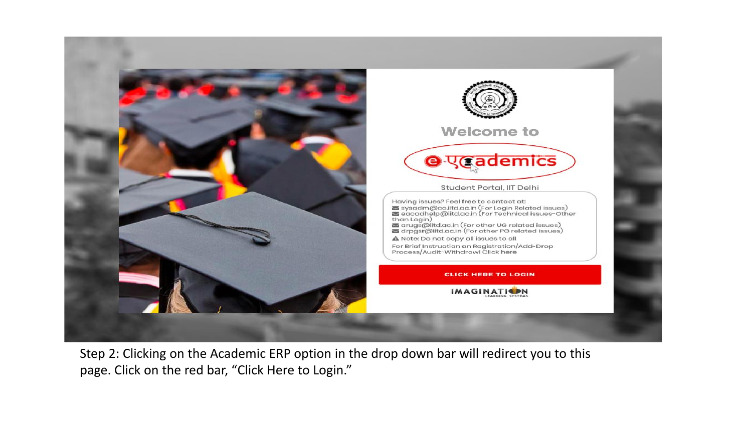Welcome to

e-एcademics

Student Portal, IIT Delhi

Having issues? Feel free to contact at:

- sysadm@cc.iitd.ac.in (For Login Related issues)
- eacadhelp@iitd.ac.in (For Technical issues-Other than Login)
- arugs@iitd.ac.in (For other UG related issues)
- drpgsr@iitd.ac.in (For other PG related issues)

⚠ Note: Do not copy all issues to all

For Brief Instruction on Registration/Add-Drop Process/Audit-Withdrawl Click here

CLICK HERE TO LOGIN

IMAGINATION LEARNING SYSTEMS

Step 2: Clicking on the Academic ERP option in the drop down bar will redirect you to this page. Click on the red bar, "Click Here to Login."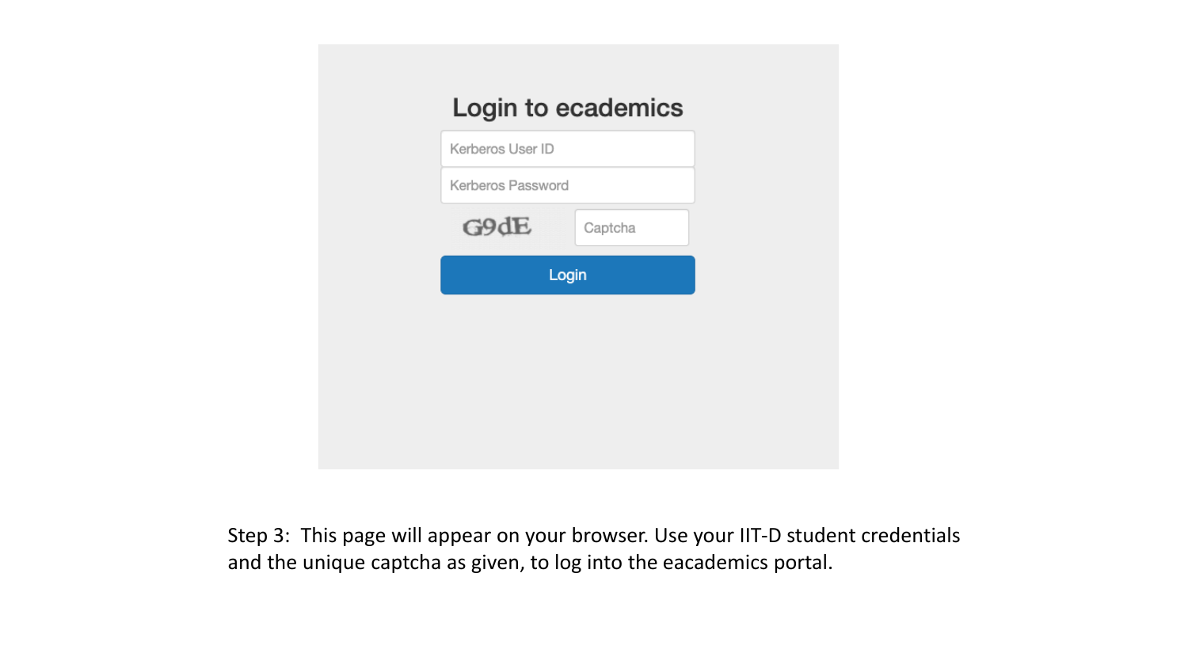## Login to ecademics

Kerberos User ID

Kerberos Password

G9dE Captcha

Login

Step 3: This page will appear on your browser. Use your IIT-D student credentials and the unique captcha as given, to log into the eacademics portal.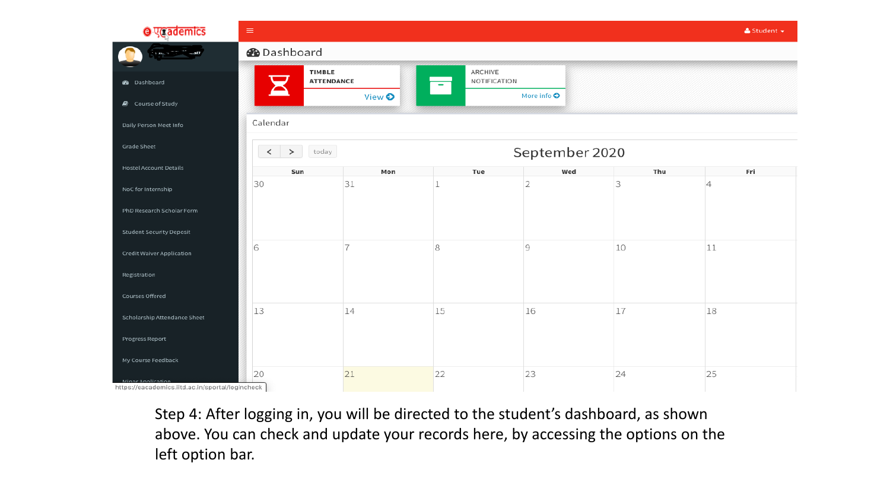Step 4: After logging in, you will be directed to the student's dashboard, as shown above. You can check and update your records here, by accessing the options on the left option bar.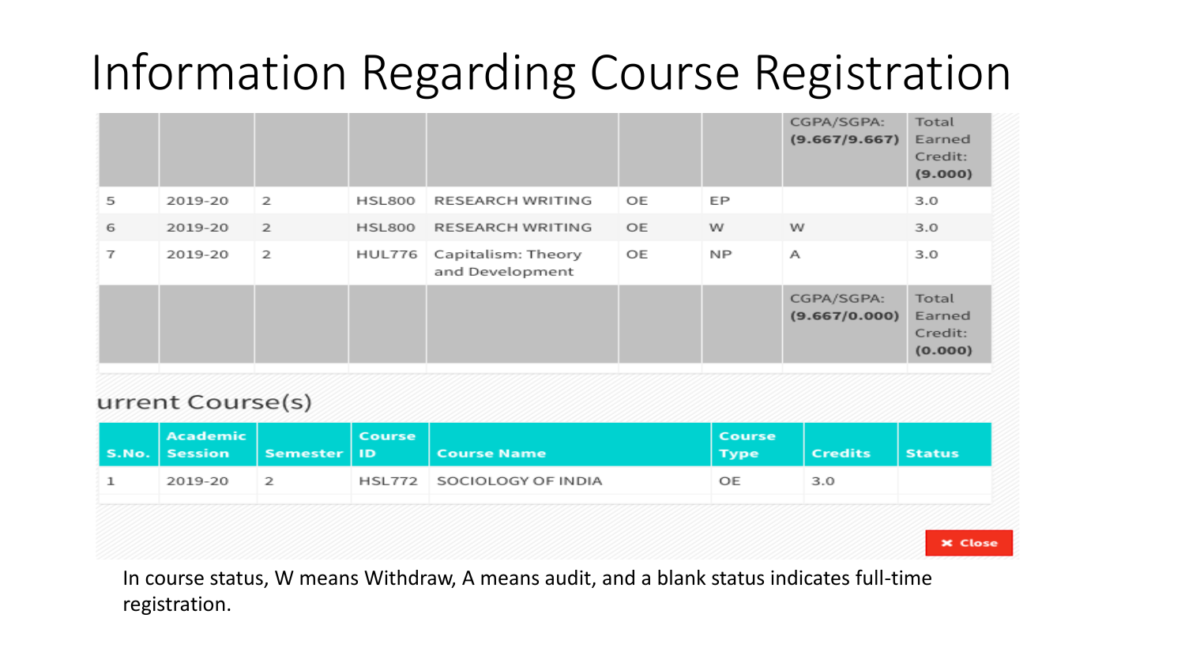# Information Regarding Course Registration

| | | | | | | | | |
|---|---|---|---|---|---|---|---|---|
| | | | | | | | CGPA/SGPA: **(9.667/9.667)** | Total Earned Credit: **(9.000)** |
| 5 | 2019-20 | 2 | HSL800 | RESEARCH WRITING | OE | EP | | 3.0 |
| 6 | 2019-20 | 2 | HSL800 | RESEARCH WRITING | OE | W | W | 3.0 |
| 7 | 2019-20 | 2 | HUL776 | Capitalism: Theory and Development | OE | NP | A | 3.0 |
| | | | | | | | CGPA/SGPA: **(9.667/0.000)** | Total Earned Credit: **(0.000)** |

urrent Course(s)

| S.No. | Academic Session | Semester | Course ID | Course Name | Course Type | Credits | Status |
|---|---|---|---|---|---|---|---|
| 1 | 2019-20 | 2 | HSL772 | SOCIOLOGY OF INDIA | OE | 3.0 | |

✖ Close

In course status, W means Withdraw, A means audit, and a blank status indicates full-time registration.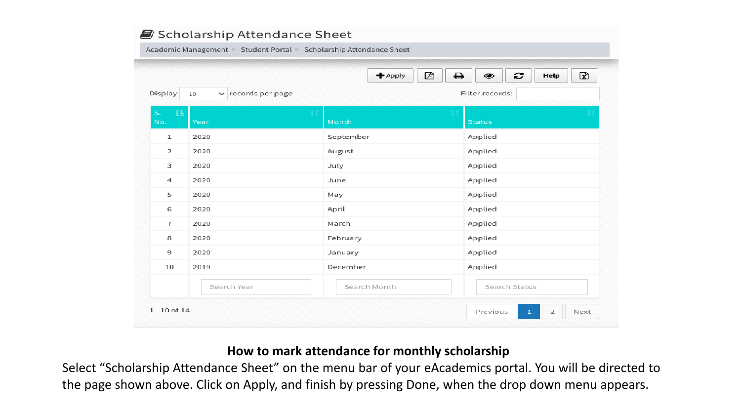# Scholarship Attendance Sheet

Academic Management > Student Portal > Scholarship Attendance Sheet

Apply | Help

Display 10 records per page

Filter records:

| S. No. | Year | Month | Status |
|---|---|---|---|
| 1 | 2020 | September | Applied |
| 2 | 2020 | August | Applied |
| 3 | 2020 | July | Applied |
| 4 | 2020 | June | Applied |
| 5 | 2020 | May | Applied |
| 6 | 2020 | April | Applied |
| 7 | 2020 | March | Applied |
| 8 | 2020 | February | Applied |
| 9 | 2020 | January | Applied |
| 10 | 2019 | December | Applied |
| | Search Year | Search Month | Search Status |

1 - 10 of 14

Previous 1 2 Next

**How to mark attendance for monthly scholarship**

Select “Scholarship Attendance Sheet” on the menu bar of your eAcademics portal. You will be directed to the page shown above. Click on Apply, and finish by pressing Done, when the drop down menu appears.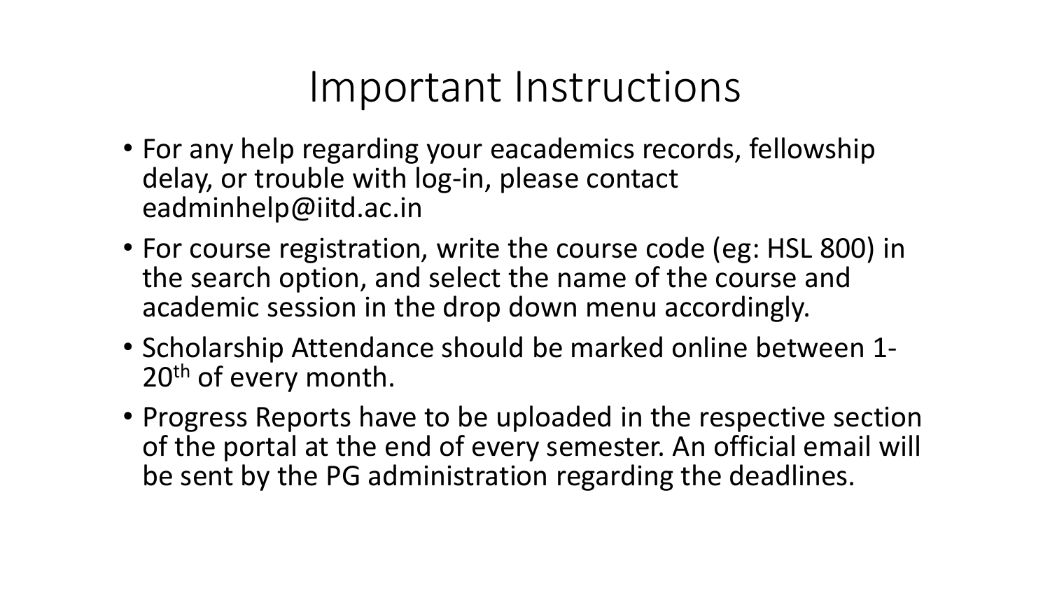# Important Instructions

- For any help regarding your eacademics records, fellowship delay, or trouble with log-in, please contact eadminhelp@iitd.ac.in
- For course registration, write the course code (eg: HSL 800) in the search option, and select the name of the course and academic session in the drop down menu accordingly.
- Scholarship Attendance should be marked online between 1-20th of every month.
- Progress Reports have to be uploaded in the respective section of the portal at the end of every semester. An official email will be sent by the PG administration regarding the deadlines.